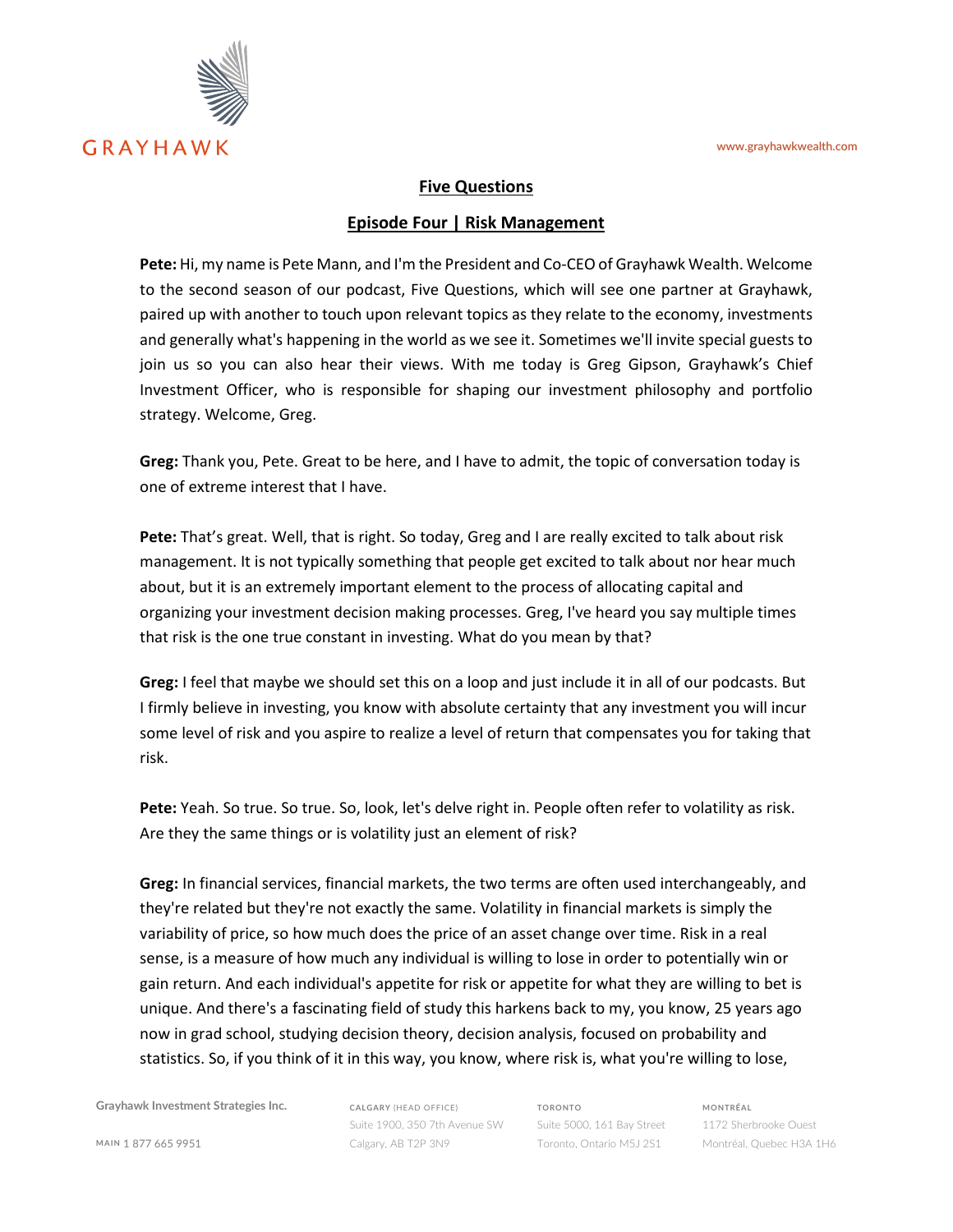## Five Questions

## Episode Four | Risk Management

**Pete:** Hi, my name is Pete Mann, and I'm the President and Co-CEO of Grayhawk Wealth. Welcome to the second season of our podcast, Five Questions, which will see one partner at Grayhawk, paired up with another to touch upon relevant topics as they relate to the economy, investments and generally what's happening in the world as we see it. Sometimes we'll invite special guests to join us so you can also hear their views. With me today is Greg Gipson, Grayhawk's Chief Investment Officer, who is responsible for shaping our investment philosophy and portfolio strategy. Welcome, Greg.

**Greg:** Thank you, Pete. Great to be here, and I have to admit, the topic of conversation today is one of extreme interest that I have.

**Pete:** That's great. Well, that is right. So today, Greg and I are really excited to talk about risk management. It is not typically something that people get excited to talk about nor hear much about, but it is an extremely important element to the process of allocating capital and organizing your investment decision making processes. Greg, I've heard you say multiple times that risk is the one true constant in investing. What do you mean by that?

**Greg:** I feel that maybe we should set this on a loop and just include it in all of our podcasts. But I firmly believe in investing, you know with absolute certainty that any investment you will incur some level of risk and you aspire to realize a level of return that compensates you for taking that risk.

**Pete:** Yeah. So true. So true. So, look, let's delve right in. People often refer to volatility as risk. Are they the same things or is volatility just an element of risk?

**Greg:** In financial services, financial markets, the two terms are often used interchangeably, and they're related but they're not exactly the same. Volatility in financial markets is simply the variability of price, so how much does the price of an asset change over time. Risk in a real sense, is a measure of how much any individual is willing to lose in order to potentially win or gain return. And each individual's appetite for risk or appetite for what they are willing to bet is unique. And there's a fascinating field of study this harkens back to my, you know, 25 years ago now in grad school, studying decision theory, decision analysis, focused on probability and statistics. So, if you think of it in this way, you know, where risk is, what you're willing to lose,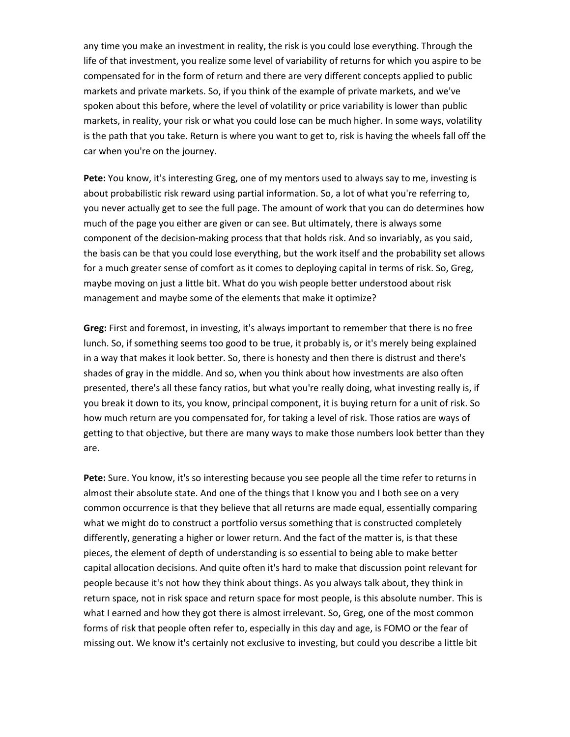any time you make an investment in reality, the risk is you could lose everything. Through the life of that investment, you realize some level of variability of returns for which you aspire to be compensated for in the form of return and there are very different concepts applied to public markets and private markets. So, if you think of the example of private markets, and we've spoken about this before, where the level of volatility or price variability is lower than public markets, in reality, your risk or what you could lose can be much higher. In some ways, volatility is the path that you take. Return is where you want to get to, risk is having the wheels fall off the car when you're on the journey.

**Pete:** You know, it's interesting Greg, one of my mentors used to always say to me, investing is about probabilistic risk reward using partial information. So, a lot of what you're referring to, you never actually get to see the full page. The amount of work that you can do determines how much of the page you either are given or can see. But ultimately, there is always some component of the decision-making process that that holds risk. And so invariably, as you said, the basis can be that you could lose everything, but the work itself and the probability set allows for a much greater sense of comfort as it comes to deploying capital in terms of risk. So, Greg, maybe moving on just a little bit. What do you wish people better understood about risk management and maybe some of the elements that make it optimize?

**Greg:** First and foremost, in investing, it's always important to remember that there is no free lunch. So, if something seems too good to be true, it probably is, or it's merely being explained in a way that makes it look better. So, there is honesty and then there is distrust and there's shades of gray in the middle. And so, when you think about how investments are also often presented, there's all these fancy ratios, but what you're really doing, what investing really is, if you break it down to its, you know, principal component, it is buying return for a unit of risk. So how much return are you compensated for, for taking a level of risk. Those ratios are ways of getting to that objective, but there are many ways to make those numbers look better than they are.

**Pete:** Sure. You know, it's so interesting because you see people all the time refer to returns in almost their absolute state. And one of the things that I know you and I both see on a very common occurrence is that they believe that all returns are made equal, essentially comparing what we might do to construct a portfolio versus something that is constructed completely differently, generating a higher or lower return. And the fact of the matter is, is that these pieces, the element of depth of understanding is so essential to being able to make better capital allocation decisions. And quite often it's hard to make that discussion point relevant for people because it's not how they think about things. As you always talk about, they think in return space, not in risk space and return space for most people, is this absolute number. This is what I earned and how they got there is almost irrelevant. So, Greg, one of the most common forms of risk that people often refer to, especially in this day and age, is FOMO or the fear of missing out. We know it's certainly not exclusive to investing, but could you describe a little bit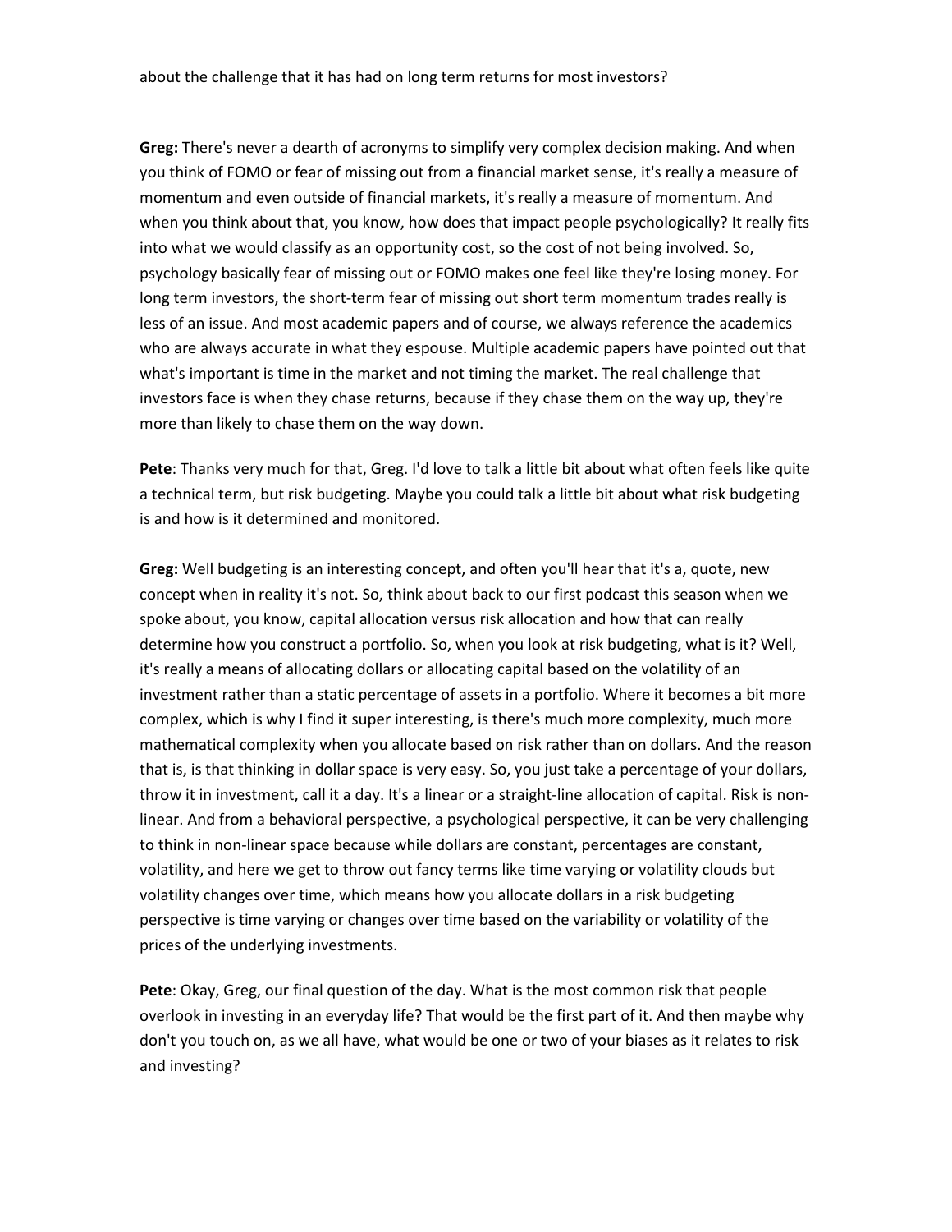about the challenge that it has had on long term returns for most investors?

**Greg:** There's never a dearth of acronyms to simplify very complex decision making. And when you think of FOMO or fear of missing out from a financial market sense, it's really a measure of momentum and even outside of financial markets, it's really a measure of momentum. And when you think about that, you know, how does that impact people psychologically? It really fits into what we would classify as an opportunity cost, so the cost of not being involved. So, psychology basically fear of missing out or FOMO makes one feel like they're losing money. For long term investors, the short-term fear of missing out short term momentum trades really is less of an issue. And most academic papers and of course, we always reference the academics who are always accurate in what they espouse. Multiple academic papers have pointed out that what's important is time in the market and not timing the market. The real challenge that investors face is when they chase returns, because if they chase them on the way up, they're more than likely to chase them on the way down.

**Pete**: Thanks very much for that, Greg. I'd love to talk a little bit about what often feels like quite a technical term, but risk budgeting. Maybe you could talk a little bit about what risk budgeting is and how is it determined and monitored.

**Greg:** Well budgeting is an interesting concept, and often you'll hear that it's a, quote, new concept when in reality it's not. So, think about back to our first podcast this season when we spoke about, you know, capital allocation versus risk allocation and how that can really determine how you construct a portfolio. So, when you look at risk budgeting, what is it? Well, it's really a means of allocating dollars or allocating capital based on the volatility of an investment rather than a static percentage of assets in a portfolio. Where it becomes a bit more complex, which is why I find it super interesting, is there's much more complexity, much more mathematical complexity when you allocate based on risk rather than on dollars. And the reason that is, is that thinking in dollar space is very easy. So, you just take a percentage of your dollars, throw it in investment, call it a day. It's a linear or a straight-line allocation of capital. Risk is non-linear. And from a behavioral perspective, a psychological perspective, it can be very challenging to think in non-linear space because while dollars are constant, percentages are constant, volatility, and here we get to throw out fancy terms like time varying or volatility clouds but volatility changes over time, which means how you allocate dollars in a risk budgeting perspective is time varying or changes over time based on the variability or volatility of the prices of the underlying investments.

**Pete**: Okay, Greg, our final question of the day. What is the most common risk that people overlook in investing in an everyday life? That would be the first part of it. And then maybe why don't you touch on, as we all have, what would be one or two of your biases as it relates to risk and investing?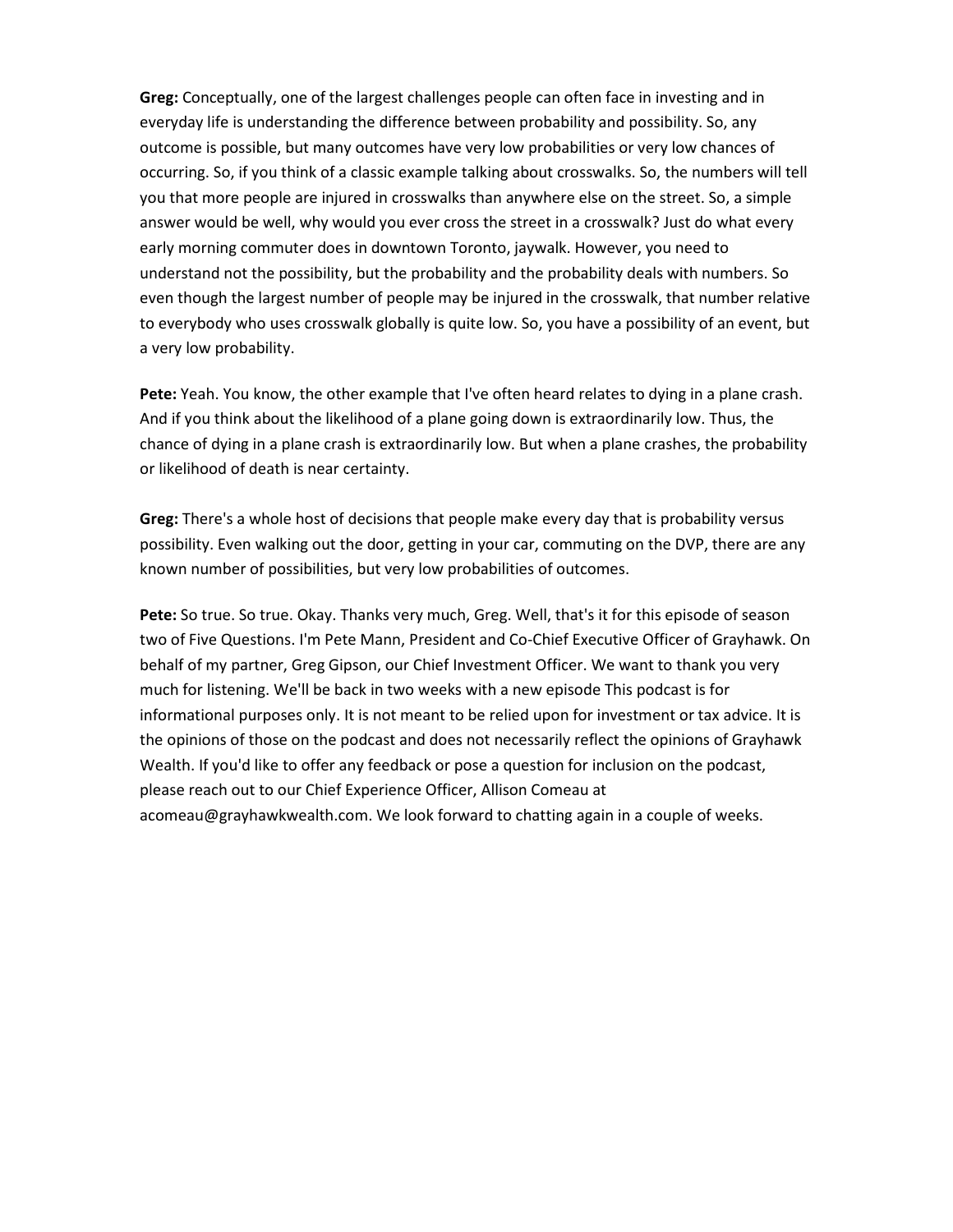**Greg:** Conceptually, one of the largest challenges people can often face in investing and in everyday life is understanding the difference between probability and possibility. So, any outcome is possible, but many outcomes have very low probabilities or very low chances of occurring. So, if you think of a classic example talking about crosswalks. So, the numbers will tell you that more people are injured in crosswalks than anywhere else on the street. So, a simple answer would be well, why would you ever cross the street in a crosswalk? Just do what every early morning commuter does in downtown Toronto, jaywalk. However, you need to understand not the possibility, but the probability and the probability deals with numbers. So even though the largest number of people may be injured in the crosswalk, that number relative to everybody who uses crosswalk globally is quite low. So, you have a possibility of an event, but a very low probability.

**Pete:** Yeah. You know, the other example that I've often heard relates to dying in a plane crash. And if you think about the likelihood of a plane going down is extraordinarily low. Thus, the chance of dying in a plane crash is extraordinarily low. But when a plane crashes, the probability or likelihood of death is near certainty.

**Greg:** There's a whole host of decisions that people make every day that is probability versus possibility. Even walking out the door, getting in your car, commuting on the DVP, there are any known number of possibilities, but very low probabilities of outcomes.

**Pete:** So true. So true. Okay. Thanks very much, Greg. Well, that's it for this episode of season two of Five Questions. I'm Pete Mann, President and Co-Chief Executive Officer of Grayhawk. On behalf of my partner, Greg Gipson, our Chief Investment Officer. We want to thank you very much for listening. We'll be back in two weeks with a new episode This podcast is for informational purposes only. It is not meant to be relied upon for investment or tax advice. It is the opinions of those on the podcast and does not necessarily reflect the opinions of Grayhawk Wealth. If you'd like to offer any feedback or pose a question for inclusion on the podcast, please reach out to our Chief Experience Officer, Allison Comeau at acomeau@grayhawkwealth.com. We look forward to chatting again in a couple of weeks.